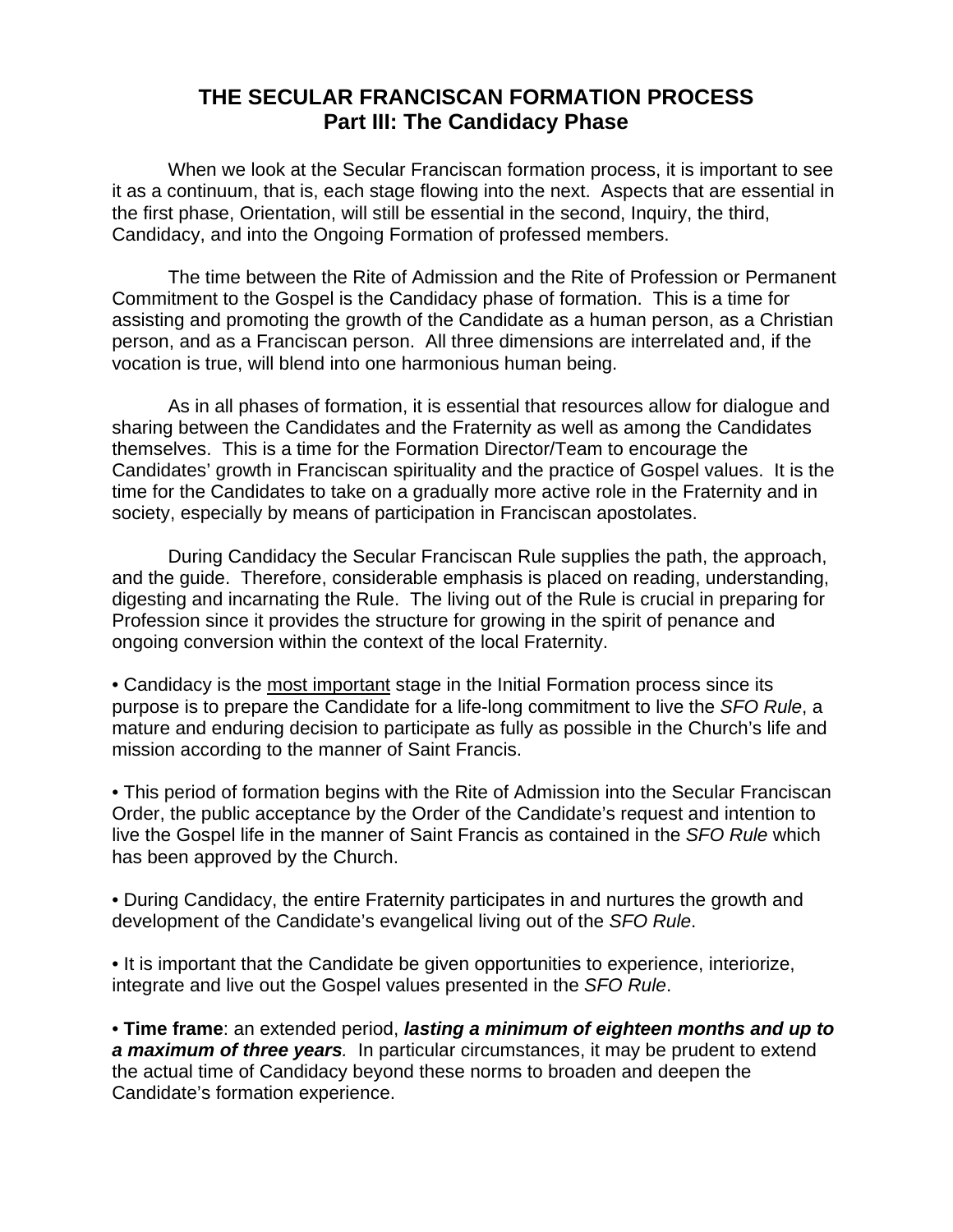# THE SECULAR FRANCISCAN FORMATION PROCESS
## Part III: The Candidacy Phase

When we look at the Secular Franciscan formation process, it is important to see it as a continuum, that is, each stage flowing into the next. Aspects that are essential in the first phase, Orientation, will still be essential in the second, Inquiry, the third, Candidacy, and into the Ongoing Formation of professed members.

The time between the Rite of Admission and the Rite of Profession or Permanent Commitment to the Gospel is the Candidacy phase of formation. This is a time for assisting and promoting the growth of the Candidate as a human person, as a Christian person, and as a Franciscan person. All three dimensions are interrelated and, if the vocation is true, will blend into one harmonious human being.

As in all phases of formation, it is essential that resources allow for dialogue and sharing between the Candidates and the Fraternity as well as among the Candidates themselves. This is a time for the Formation Director/Team to encourage the Candidates' growth in Franciscan spirituality and the practice of Gospel values. It is the time for the Candidates to take on a gradually more active role in the Fraternity and in society, especially by means of participation in Franciscan apostolates.

During Candidacy the Secular Franciscan Rule supplies the path, the approach, and the guide. Therefore, considerable emphasis is placed on reading, understanding, digesting and incarnating the Rule. The living out of the Rule is crucial in preparing for Profession since it provides the structure for growing in the spirit of penance and ongoing conversion within the context of the local Fraternity.

• Candidacy is the <u>most important</u> stage in the Initial Formation process since its purpose is to prepare the Candidate for a life-long commitment to live the *SFO Rule*, a mature and enduring decision to participate as fully as possible in the Church's life and mission according to the manner of Saint Francis.

• This period of formation begins with the Rite of Admission into the Secular Franciscan Order, the public acceptance by the Order of the Candidate's request and intention to live the Gospel life in the manner of Saint Francis as contained in the *SFO Rule* which has been approved by the Church.

• During Candidacy, the entire Fraternity participates in and nurtures the growth and development of the Candidate's evangelical living out of the *SFO Rule*.

• It is important that the Candidate be given opportunities to experience, interiorize, integrate and live out the Gospel values presented in the *SFO Rule*.

• **Time frame**: an extended period, ***lasting a minimum of eighteen months and up to a maximum of three years***. In particular circumstances, it may be prudent to extend the actual time of Candidacy beyond these norms to broaden and deepen the Candidate's formation experience.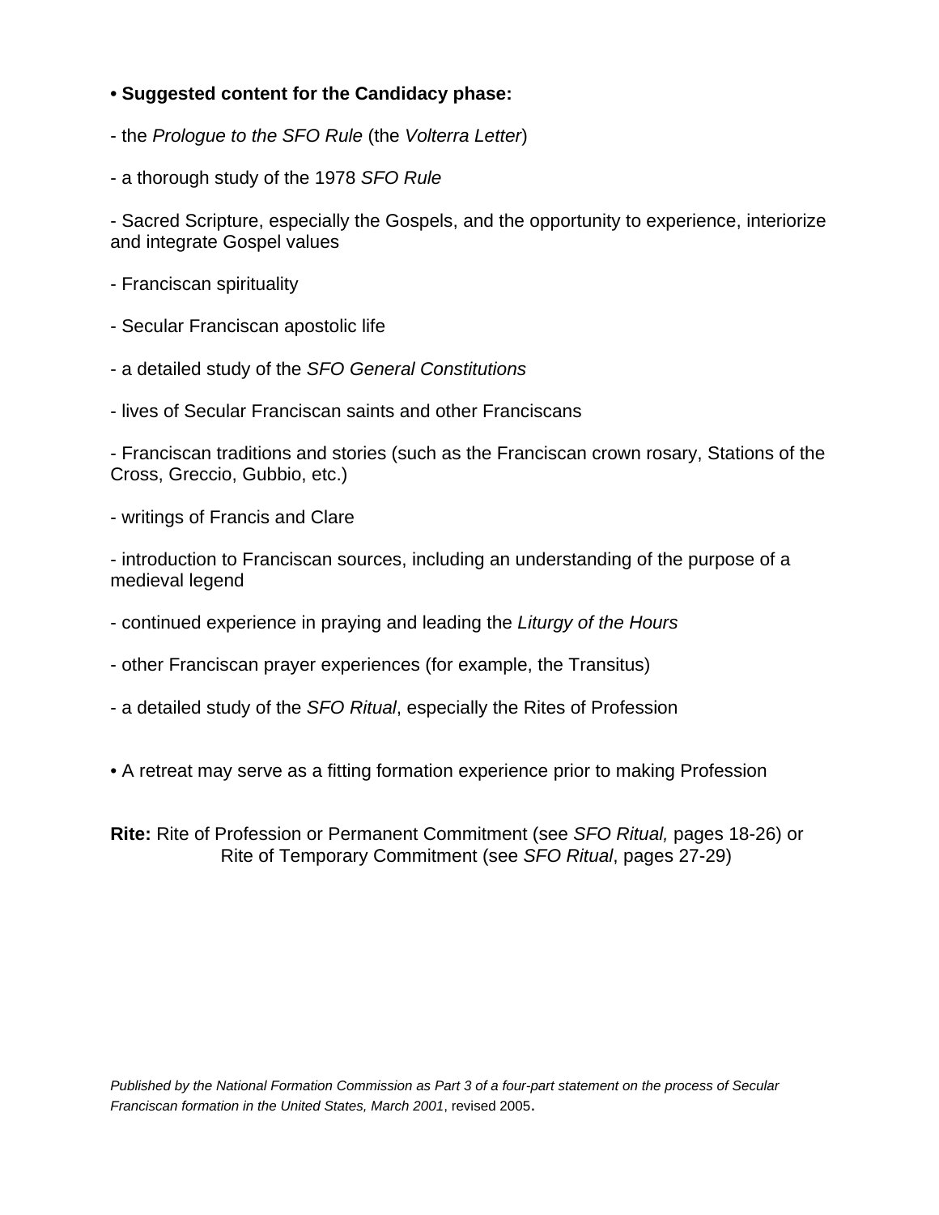**• Suggested content for the Candidacy phase:**

- the *Prologue to the SFO Rule* (the *Volterra Letter*)

- a thorough study of the 1978 *SFO Rule*

- Sacred Scripture, especially the Gospels, and the opportunity to experience, interiorize and integrate Gospel values

- Franciscan spirituality

- Secular Franciscan apostolic life

- a detailed study of the *SFO General Constitutions*

- lives of Secular Franciscan saints and other Franciscans

- Franciscan traditions and stories (such as the Franciscan crown rosary, Stations of the Cross, Greccio, Gubbio, etc.)

- writings of Francis and Clare

- introduction to Franciscan sources, including an understanding of the purpose of a medieval legend

- continued experience in praying and leading the *Liturgy of the Hours*

- other Franciscan prayer experiences (for example, the Transitus)

- a detailed study of the *SFO Ritual*, especially the Rites of Profession

• A retreat may serve as a fitting formation experience prior to making Profession

**Rite:** Rite of Profession or Permanent Commitment (see *SFO Ritual,* pages 18-26) or
Rite of Temporary Commitment (see *SFO Ritual*, pages 27-29)

*Published by the National Formation Commission as Part 3 of a four-part statement on the process of Secular Franciscan formation in the United States, March 2001*, revised 2005.